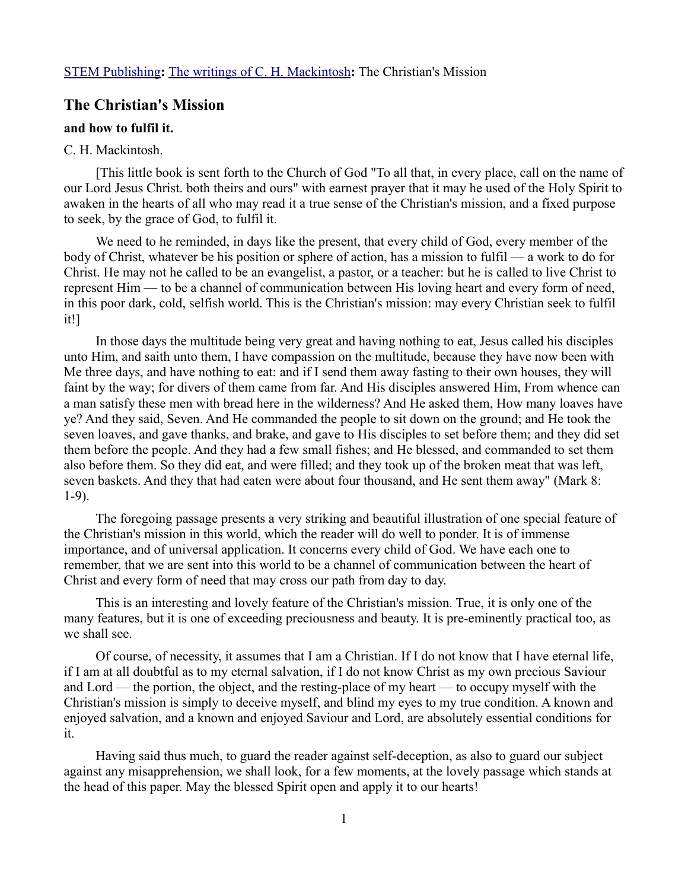STEM Publishing**:** The writings of C. H. Mackintosh**:** The Christian's Mission

## The Christian's Mission

**and how to fulfil it.**

C. H. Mackintosh.

[This little book is sent forth to the Church of God "To all that, in every place, call on the name of our Lord Jesus Christ. both theirs and ours" with earnest prayer that it may he used of the Holy Spirit to awaken in the hearts of all who may read it a true sense of the Christian's mission, and a fixed purpose to seek, by the grace of God, to fulfil it.

We need to he reminded, in days like the present, that every child of God, every member of the body of Christ, whatever be his position or sphere of action, has a mission to fulfil — a work to do for Christ. He may not he called to be an evangelist, a pastor, or a teacher: but he is called to live Christ to represent Him — to be a channel of communication between His loving heart and every form of need, in this poor dark, cold, selfish world. This is the Christian's mission: may every Christian seek to fulfil it!]

In those days the multitude being very great and having nothing to eat, Jesus called his disciples unto Him, and saith unto them, I have compassion on the multitude, because they have now been with Me three days, and have nothing to eat: and if I send them away fasting to their own houses, they will faint by the way; for divers of them came from far. And His disciples answered Him, From whence can a man satisfy these men with bread here in the wilderness? And He asked them, How many loaves have ye? And they said, Seven. And He commanded the people to sit down on the ground; and He took the seven loaves, and gave thanks, and brake, and gave to His disciples to set before them; and they did set them before the people. And they had a few small fishes; and He blessed, and commanded to set them also before them. So they did eat, and were filled; and they took up of the broken meat that was left, seven baskets. And they that had eaten were about four thousand, and He sent them away" (Mark 8: 1-9).

The foregoing passage presents a very striking and beautiful illustration of one special feature of the Christian's mission in this world, which the reader will do well to ponder. It is of immense importance, and of universal application. It concerns every child of God. We have each one to remember, that we are sent into this world to be a channel of communication between the heart of Christ and every form of need that may cross our path from day to day.

This is an interesting and lovely feature of the Christian's mission. True, it is only one of the many features, but it is one of exceeding preciousness and beauty. It is pre-eminently practical too, as we shall see.

Of course, of necessity, it assumes that I am a Christian. If I do not know that I have eternal life, if I am at all doubtful as to my eternal salvation, if I do not know Christ as my own precious Saviour and Lord — the portion, the object, and the resting-place of my heart — to occupy myself with the Christian's mission is simply to deceive myself, and blind my eyes to my true condition. A known and enjoyed salvation, and a known and enjoyed Saviour and Lord, are absolutely essential conditions for it.

Having said thus much, to guard the reader against self-deception, as also to guard our subject against any misapprehension, we shall look, for a few moments, at the lovely passage which stands at the head of this paper. May the blessed Spirit open and apply it to our hearts!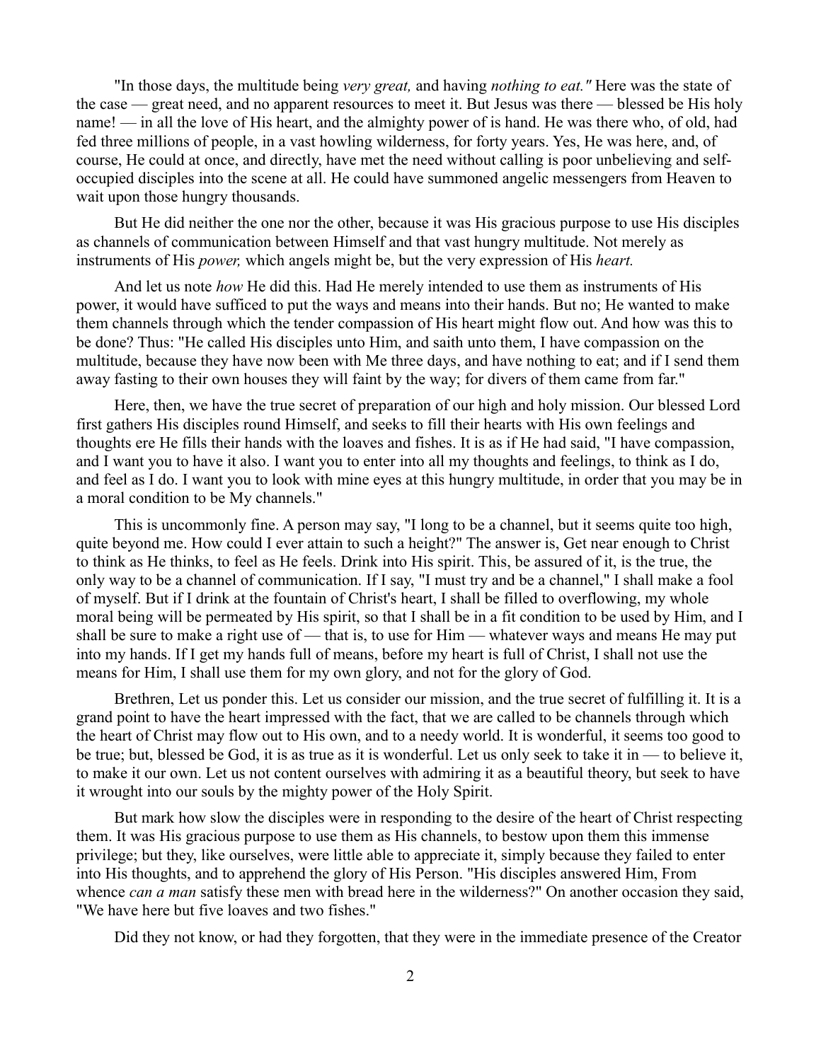"In those days, the multitude being *very great,* and having *nothing to eat."* Here was the state of the case — great need, and no apparent resources to meet it. But Jesus was there — blessed be His holy name! — in all the love of His heart, and the almighty power of is hand. He was there who, of old, had fed three millions of people, in a vast howling wilderness, for forty years. Yes, He was here, and, of course, He could at once, and directly, have met the need without calling is poor unbelieving and self-occupied disciples into the scene at all. He could have summoned angelic messengers from Heaven to wait upon those hungry thousands.

But He did neither the one nor the other, because it was His gracious purpose to use His disciples as channels of communication between Himself and that vast hungry multitude. Not merely as instruments of His *power,* which angels might be, but the very expression of His *heart.*

And let us note *how* He did this. Had He merely intended to use them as instruments of His power, it would have sufficed to put the ways and means into their hands. But no; He wanted to make them channels through which the tender compassion of His heart might flow out. And how was this to be done? Thus: "He called His disciples unto Him, and saith unto them, I have compassion on the multitude, because they have now been with Me three days, and have nothing to eat; and if I send them away fasting to their own houses they will faint by the way; for divers of them came from far."

Here, then, we have the true secret of preparation of our high and holy mission. Our blessed Lord first gathers His disciples round Himself, and seeks to fill their hearts with His own feelings and thoughts ere He fills their hands with the loaves and fishes. It is as if He had said, "I have compassion, and I want you to have it also. I want you to enter into all my thoughts and feelings, to think as I do, and feel as I do. I want you to look with mine eyes at this hungry multitude, in order that you may be in a moral condition to be My channels."

This is uncommonly fine. A person may say, "I long to be a channel, but it seems quite too high, quite beyond me. How could I ever attain to such a height?" The answer is, Get near enough to Christ to think as He thinks, to feel as He feels. Drink into His spirit. This, be assured of it, is the true, the only way to be a channel of communication. If I say, "I must try and be a channel," I shall make a fool of myself. But if I drink at the fountain of Christ's heart, I shall be filled to overflowing, my whole moral being will be permeated by His spirit, so that I shall be in a fit condition to be used by Him, and I shall be sure to make a right use of — that is, to use for Him — whatever ways and means He may put into my hands. If I get my hands full of means, before my heart is full of Christ, I shall not use the means for Him, I shall use them for my own glory, and not for the glory of God.

Brethren, Let us ponder this. Let us consider our mission, and the true secret of fulfilling it. It is a grand point to have the heart impressed with the fact, that we are called to be channels through which the heart of Christ may flow out to His own, and to a needy world. It is wonderful, it seems too good to be true; but, blessed be God, it is as true as it is wonderful. Let us only seek to take it in — to believe it, to make it our own. Let us not content ourselves with admiring it as a beautiful theory, but seek to have it wrought into our souls by the mighty power of the Holy Spirit.

But mark how slow the disciples were in responding to the desire of the heart of Christ respecting them. It was His gracious purpose to use them as His channels, to bestow upon them this immense privilege; but they, like ourselves, were little able to appreciate it, simply because they failed to enter into His thoughts, and to apprehend the glory of His Person. "His disciples answered Him, From whence *can a man* satisfy these men with bread here in the wilderness?" On another occasion they said, "We have here but five loaves and two fishes."

Did they not know, or had they forgotten, that they were in the immediate presence of the Creator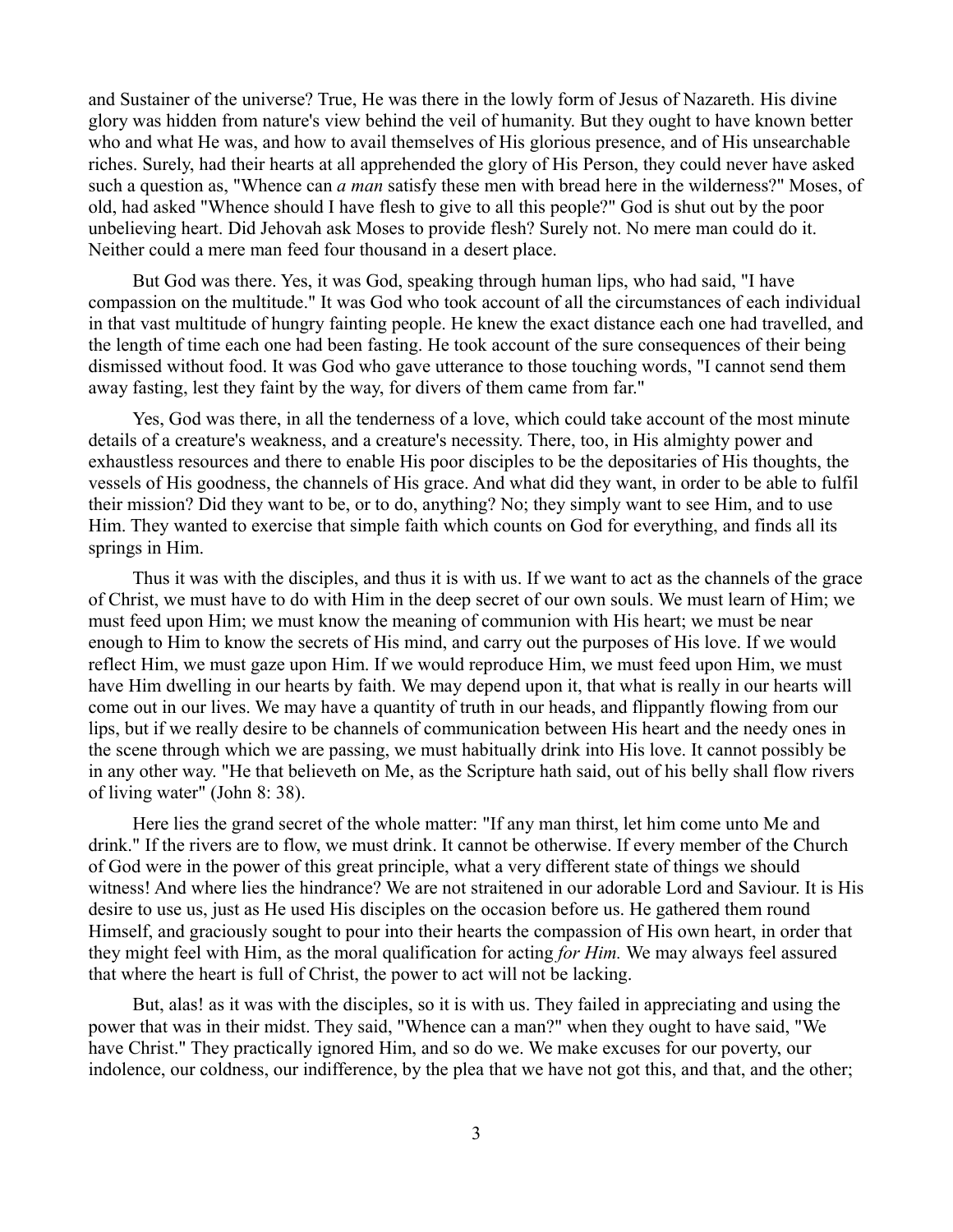and Sustainer of the universe? True, He was there in the lowly form of Jesus of Nazareth. His divine glory was hidden from nature's view behind the veil of humanity. But they ought to have known better who and what He was, and how to avail themselves of His glorious presence, and of His unsearchable riches. Surely, had their hearts at all apprehended the glory of His Person, they could never have asked such a question as, "Whence can *a man* satisfy these men with bread here in the wilderness?" Moses, of old, had asked "Whence should I have flesh to give to all this people?" God is shut out by the poor unbelieving heart. Did Jehovah ask Moses to provide flesh? Surely not. No mere man could do it. Neither could a mere man feed four thousand in a desert place.

But God was there. Yes, it was God, speaking through human lips, who had said, "I have compassion on the multitude." It was God who took account of all the circumstances of each individual in that vast multitude of hungry fainting people. He knew the exact distance each one had travelled, and the length of time each one had been fasting. He took account of the sure consequences of their being dismissed without food. It was God who gave utterance to those touching words, "I cannot send them away fasting, lest they faint by the way, for divers of them came from far."

Yes, God was there, in all the tenderness of a love, which could take account of the most minute details of a creature's weakness, and a creature's necessity. There, too, in His almighty power and exhaustless resources and there to enable His poor disciples to be the depositaries of His thoughts, the vessels of His goodness, the channels of His grace. And what did they want, in order to be able to fulfil their mission? Did they want to be, or to do, anything? No; they simply want to see Him, and to use Him. They wanted to exercise that simple faith which counts on God for everything, and finds all its springs in Him.

Thus it was with the disciples, and thus it is with us. If we want to act as the channels of the grace of Christ, we must have to do with Him in the deep secret of our own souls. We must learn of Him; we must feed upon Him; we must know the meaning of communion with His heart; we must be near enough to Him to know the secrets of His mind, and carry out the purposes of His love. If we would reflect Him, we must gaze upon Him. If we would reproduce Him, we must feed upon Him, we must have Him dwelling in our hearts by faith. We may depend upon it, that what is really in our hearts will come out in our lives. We may have a quantity of truth in our heads, and flippantly flowing from our lips, but if we really desire to be channels of communication between His heart and the needy ones in the scene through which we are passing, we must habitually drink into His love. It cannot possibly be in any other way. "He that believeth on Me, as the Scripture hath said, out of his belly shall flow rivers of living water" (John 8: 38).

Here lies the grand secret of the whole matter: "If any man thirst, let him come unto Me and drink." If the rivers are to flow, we must drink. It cannot be otherwise. If every member of the Church of God were in the power of this great principle, what a very different state of things we should witness! And where lies the hindrance? We are not straitened in our adorable Lord and Saviour. It is His desire to use us, just as He used His disciples on the occasion before us. He gathered them round Himself, and graciously sought to pour into their hearts the compassion of His own heart, in order that they might feel with Him, as the moral qualification for acting *for Him.* We may always feel assured that where the heart is full of Christ, the power to act will not be lacking.

But, alas! as it was with the disciples, so it is with us. They failed in appreciating and using the power that was in their midst. They said, "Whence can a man?" when they ought to have said, "We have Christ." They practically ignored Him, and so do we. We make excuses for our poverty, our indolence, our coldness, our indifference, by the plea that we have not got this, and that, and the other;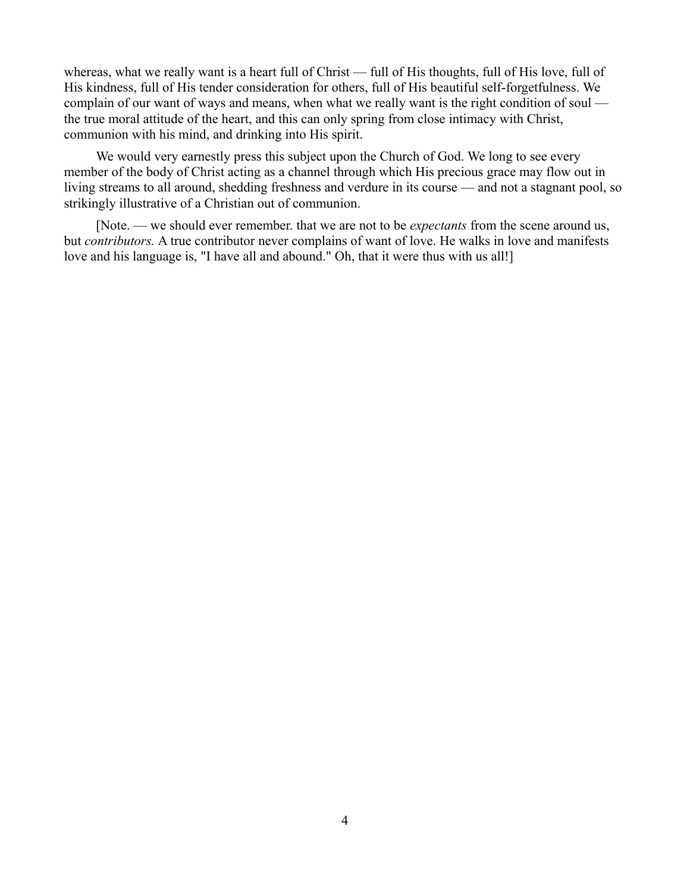whereas, what we really want is a heart full of Christ — full of His thoughts, full of His love, full of His kindness, full of His tender consideration for others, full of His beautiful self-forgetfulness. We complain of our want of ways and means, when what we really want is the right condition of soul — the true moral attitude of the heart, and this can only spring from close intimacy with Christ, communion with his mind, and drinking into His spirit.

We would very earnestly press this subject upon the Church of God. We long to see every member of the body of Christ acting as a channel through which His precious grace may flow out in living streams to all around, shedding freshness and verdure in its course — and not a stagnant pool, so strikingly illustrative of a Christian out of communion.

[Note. — we should ever remember. that we are not to be *expectants* from the scene around us, but *contributors.* A true contributor never complains of want of love. He walks in love and manifests love and his language is, "I have all and abound." Oh, that it were thus with us all!]